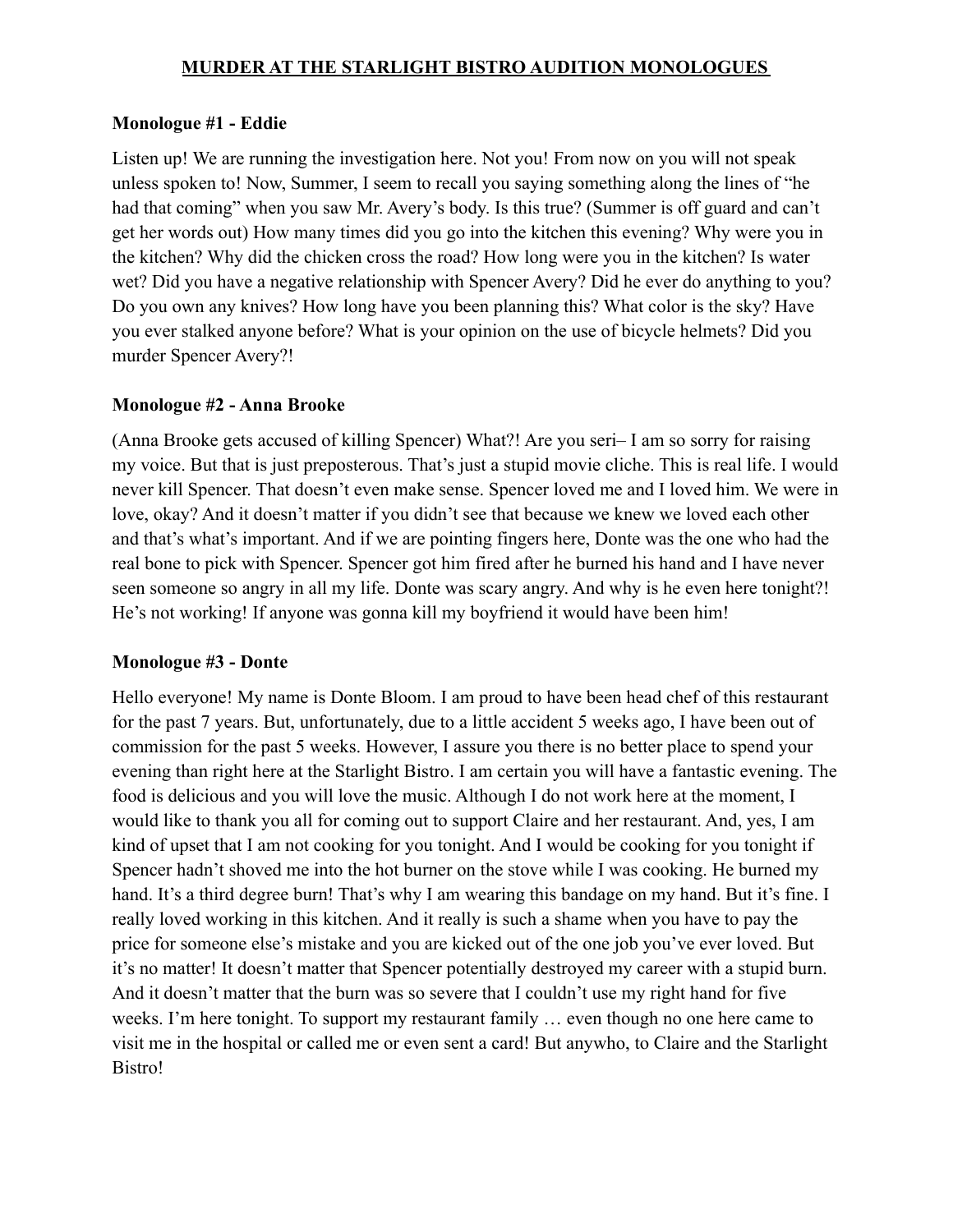# MURDER AT THE STARLIGHT BISTRO AUDITION MONOLOGUES

**Monologue #1 - Eddie**

Listen up! We are running the investigation here. Not you! From now on you will not speak unless spoken to! Now, Summer, I seem to recall you saying something along the lines of "he had that coming" when you saw Mr. Avery's body. Is this true? (Summer is off guard and can't get her words out) How many times did you go into the kitchen this evening? Why were you in the kitchen? Why did the chicken cross the road? How long were you in the kitchen? Is water wet? Did you have a negative relationship with Spencer Avery? Did he ever do anything to you? Do you own any knives? How long have you been planning this? What color is the sky? Have you ever stalked anyone before? What is your opinion on the use of bicycle helmets? Did you murder Spencer Avery?!

**Monologue #2 - Anna Brooke**

(Anna Brooke gets accused of killing Spencer) What?! Are you seri– I am so sorry for raising my voice. But that is just preposterous. That's just a stupid movie cliche. This is real life. I would never kill Spencer. That doesn't even make sense. Spencer loved me and I loved him. We were in love, okay? And it doesn't matter if you didn't see that because we knew we loved each other and that's what's important. And if we are pointing fingers here, Donte was the one who had the real bone to pick with Spencer. Spencer got him fired after he burned his hand and I have never seen someone so angry in all my life. Donte was scary angry. And why is he even here tonight?! He's not working! If anyone was gonna kill my boyfriend it would have been him!

**Monologue #3 - Donte**

Hello everyone! My name is Donte Bloom. I am proud to have been head chef of this restaurant for the past 7 years. But, unfortunately, due to a little accident 5 weeks ago, I have been out of commission for the past 5 weeks. However, I assure you there is no better place to spend your evening than right here at the Starlight Bistro. I am certain you will have a fantastic evening. The food is delicious and you will love the music. Although I do not work here at the moment, I would like to thank you all for coming out to support Claire and her restaurant. And, yes, I am kind of upset that I am not cooking for you tonight. And I would be cooking for you tonight if Spencer hadn't shoved me into the hot burner on the stove while I was cooking. He burned my hand. It's a third degree burn! That's why I am wearing this bandage on my hand. But it's fine. I really loved working in this kitchen. And it really is such a shame when you have to pay the price for someone else's mistake and you are kicked out of the one job you've ever loved. But it's no matter! It doesn't matter that Spencer potentially destroyed my career with a stupid burn. And it doesn't matter that the burn was so severe that I couldn't use my right hand for five weeks. I'm here tonight. To support my restaurant family … even though no one here came to visit me in the hospital or called me or even sent a card! But anywho, to Claire and the Starlight Bistro!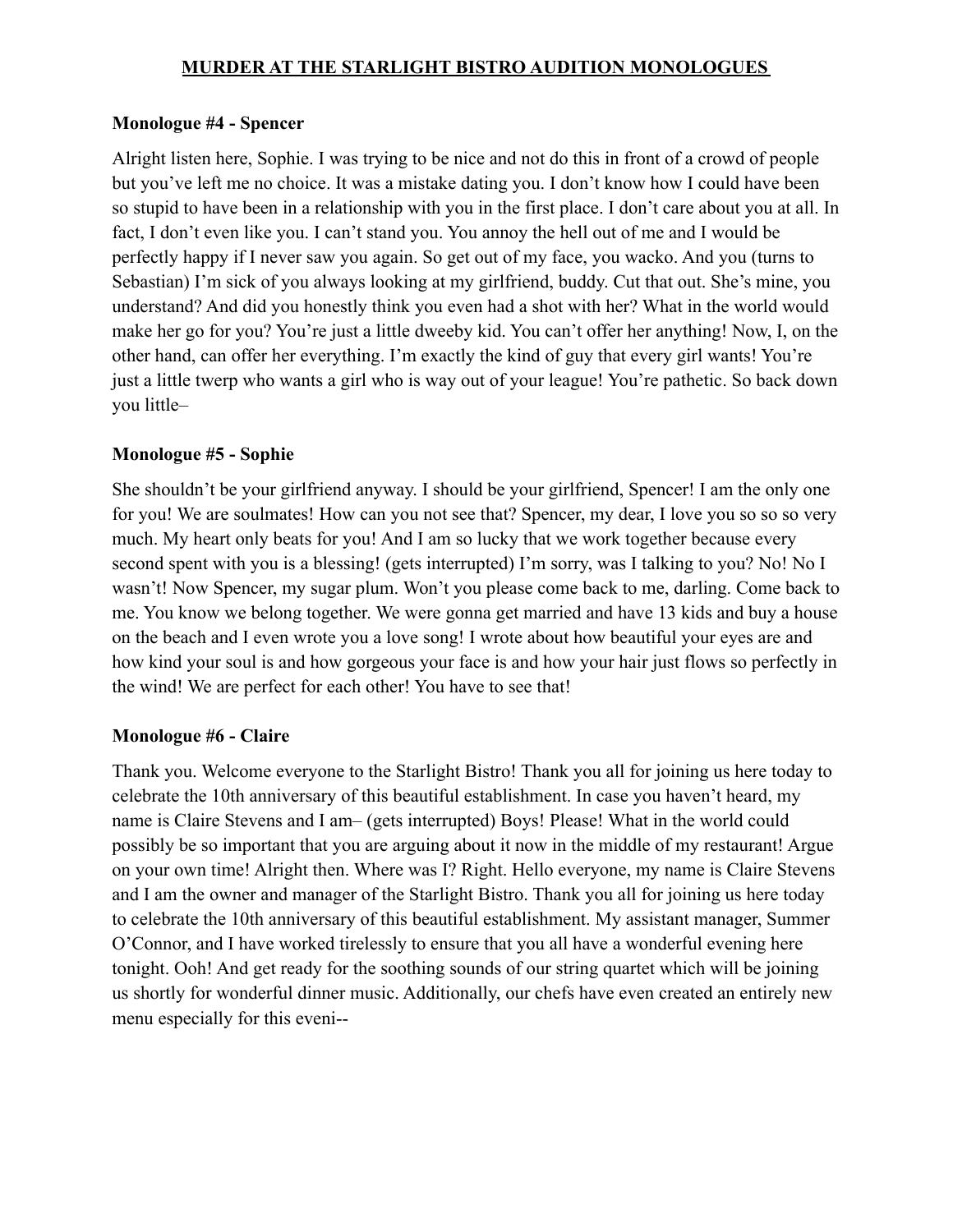# MURDER AT THE STARLIGHT BISTRO AUDITION MONOLOGUES

**Monologue #4 - Spencer**

Alright listen here, Sophie. I was trying to be nice and not do this in front of a crowd of people but you've left me no choice. It was a mistake dating you. I don't know how I could have been so stupid to have been in a relationship with you in the first place. I don't care about you at all. In fact, I don't even like you. I can't stand you. You annoy the hell out of me and I would be perfectly happy if I never saw you again. So get out of my face, you wacko. And you (turns to Sebastian) I'm sick of you always looking at my girlfriend, buddy. Cut that out. She's mine, you understand? And did you honestly think you even had a shot with her? What in the world would make her go for you? You're just a little dweeby kid. You can't offer her anything! Now, I, on the other hand, can offer her everything. I'm exactly the kind of guy that every girl wants! You're just a little twerp who wants a girl who is way out of your league! You're pathetic. So back down you little–

**Monologue #5 - Sophie**

She shouldn't be your girlfriend anyway. I should be your girlfriend, Spencer! I am the only one for you! We are soulmates! How can you not see that? Spencer, my dear, I love you so so so very much. My heart only beats for you! And I am so lucky that we work together because every second spent with you is a blessing! (gets interrupted) I'm sorry, was I talking to you? No! No I wasn't! Now Spencer, my sugar plum. Won't you please come back to me, darling. Come back to me. You know we belong together. We were gonna get married and have 13 kids and buy a house on the beach and I even wrote you a love song! I wrote about how beautiful your eyes are and how kind your soul is and how gorgeous your face is and how your hair just flows so perfectly in the wind! We are perfect for each other! You have to see that!

**Monologue #6 - Claire**

Thank you. Welcome everyone to the Starlight Bistro! Thank you all for joining us here today to celebrate the 10th anniversary of this beautiful establishment. In case you haven't heard, my name is Claire Stevens and I am– (gets interrupted) Boys! Please! What in the world could possibly be so important that you are arguing about it now in the middle of my restaurant! Argue on your own time! Alright then. Where was I? Right. Hello everyone, my name is Claire Stevens and I am the owner and manager of the Starlight Bistro. Thank you all for joining us here today to celebrate the 10th anniversary of this beautiful establishment. My assistant manager, Summer O'Connor, and I have worked tirelessly to ensure that you all have a wonderful evening here tonight. Ooh! And get ready for the soothing sounds of our string quartet which will be joining us shortly for wonderful dinner music. Additionally, our chefs have even created an entirely new menu especially for this eveni--